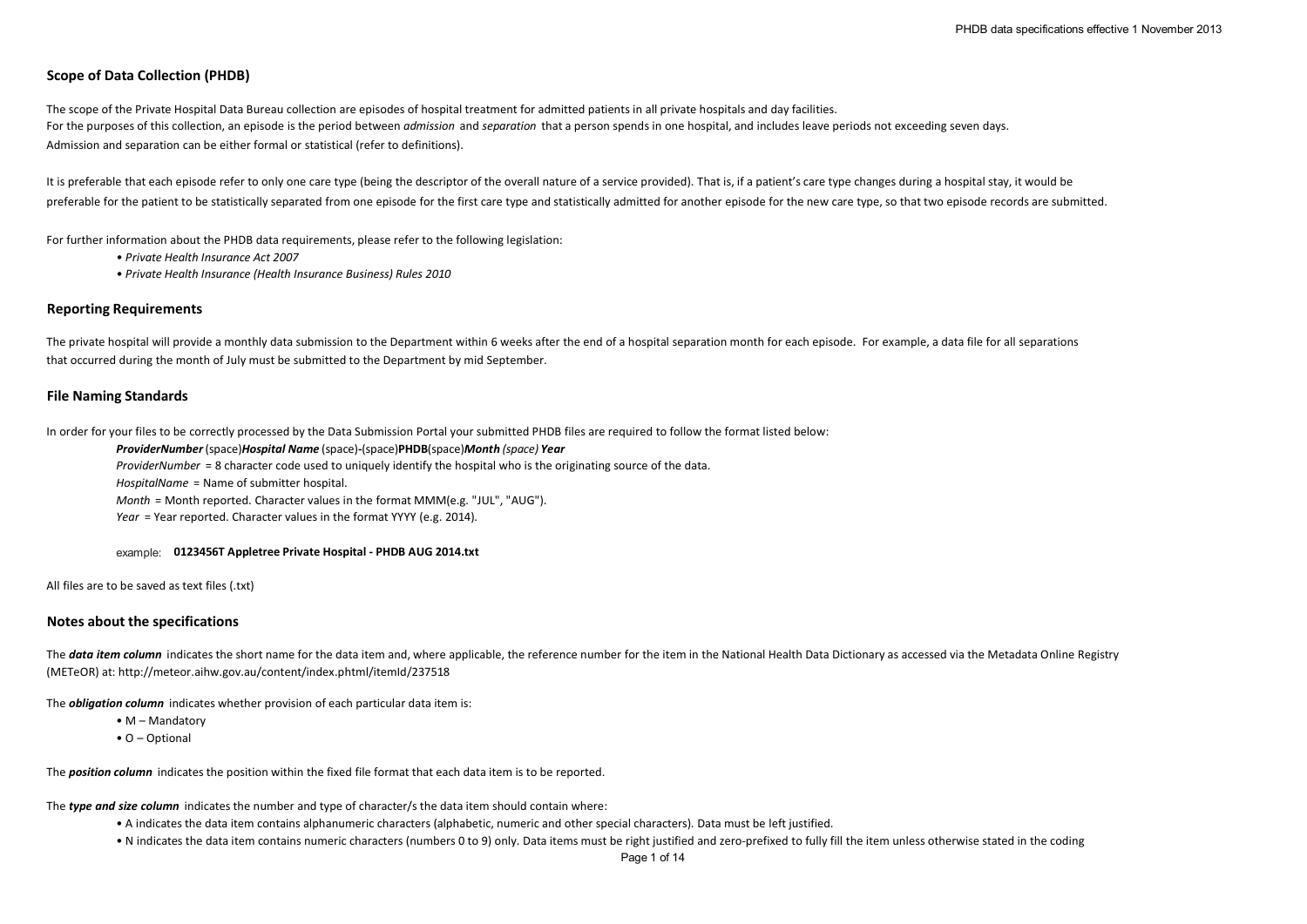## Scope of Data Collection (PHDB)

The scope of the Private Hospital Data Bureau collection are episodes of hospital treatment for admitted patients in all private hospitals and day facilities.
For the purposes of this collection, an episode is the period between *admission* and *separation* that a person spends in one hospital, and includes leave periods not exceeding seven days.
Admission and separation can be either formal or statistical (refer to definitions).

It is preferable that each episode refer to only one care type (being the descriptor of the overall nature of a service provided). That is, if a patient's care type changes during a hospital stay, it would be preferable for the patient to be statistically separated from one episode for the first care type and statistically admitted for another episode for the new care type, so that two episode records are submitted.

For further information about the PHDB data requirements, please refer to the following legislation:

- *Private Health Insurance Act 2007*
- *Private Health Insurance (Health Insurance Business) Rules 2010*

## Reporting Requirements

The private hospital will provide a monthly data submission to the Department within 6 weeks after the end of a hospital separation month for each episode. For example, a data file for all separations that occurred during the month of July must be submitted to the Department by mid September.

## File Naming Standards

In order for your files to be correctly processed by the Data Submission Portal your submitted PHDB files are required to follow the format listed below:

***ProviderNumber*** (space)***Hospital Name*** (space)**-**(space)**PHDB**(space)***Month*** *(space)* ***Year***

*ProviderNumber* = 8 character code used to uniquely identify the hospital who is the originating source of the data.

*HospitalName* = Name of submitter hospital.

*Month* = Month reported. Character values in the format MMM(e.g. "JUL", "AUG").

*Year* = Year reported. Character values in the format YYYY (e.g. 2014).

example: **0123456T Appletree Private Hospital - PHDB AUG 2014.txt**

All files are to be saved as text files (.txt)

## Notes about the specifications

The ***data item column*** indicates the short name for the data item and, where applicable, the reference number for the item in the National Health Data Dictionary as accessed via the Metadata Online Registry (METeOR) at: http://meteor.aihw.gov.au/content/index.phtml/itemId/237518

The ***obligation column*** indicates whether provision of each particular data item is:

- M – Mandatory
- O – Optional

The ***position column*** indicates the position within the fixed file format that each data item is to be reported.

The ***type and size column*** indicates the number and type of character/s the data item should contain where:

- A indicates the data item contains alphanumeric characters (alphabetic, numeric and other special characters). Data must be left justified.
- N indicates the data item contains numeric characters (numbers 0 to 9) only. Data items must be right justified and zero-prefixed to fully fill the item unless otherwise stated in the coding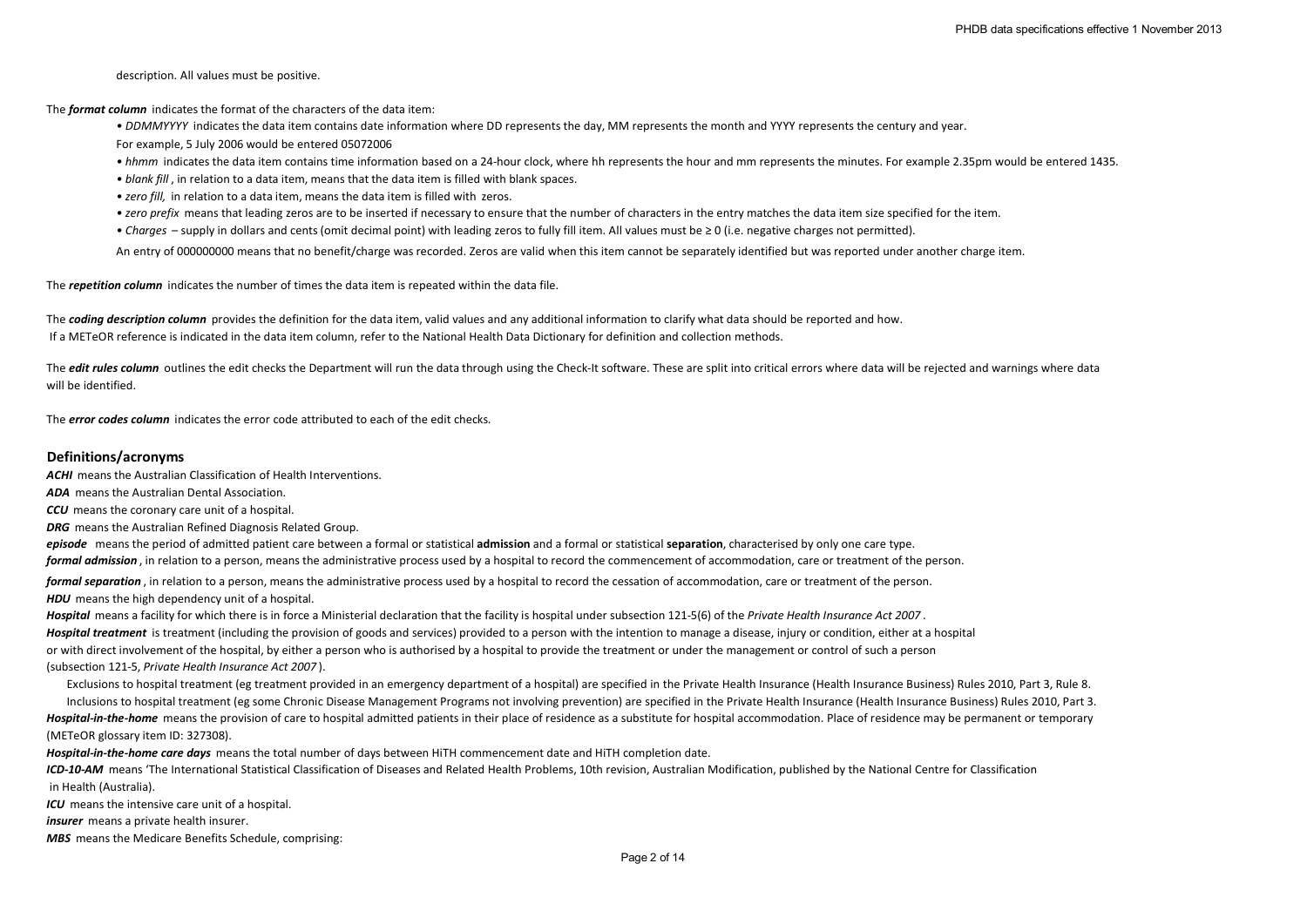description. All values must be positive.

The ***format column*** indicates the format of the characters of the data item:

- *DDMMYYYY* indicates the data item contains date information where DD represents the day, MM represents the month and YYYY represents the century and year.

  For example, 5 July 2006 would be entered 05072006
- *hhmm* indicates the data item contains time information based on a 24-hour clock, where hh represents the hour and mm represents the minutes. For example 2.35pm would be entered 1435.
- *blank fill* , in relation to a data item, means that the data item is filled with blank spaces.
- *zero fill,* in relation to a data item, means the data item is filled with zeros.
- *zero prefix* means that leading zeros are to be inserted if necessary to ensure that the number of characters in the entry matches the data item size specified for the item.
- *Charges* – supply in dollars and cents (omit decimal point) with leading zeros to fully fill item. All values must be ≥ 0 (i.e. negative charges not permitted).

An entry of 000000000 means that no benefit/charge was recorded. Zeros are valid when this item cannot be separately identified but was reported under another charge item.

The ***repetition column*** indicates the number of times the data item is repeated within the data file.

The ***coding description column*** provides the definition for the data item, valid values and any additional information to clarify what data should be reported and how.
If a METeOR reference is indicated in the data item column, refer to the National Health Data Dictionary for definition and collection methods.

The ***edit rules column*** outlines the edit checks the Department will run the data through using the Check-It software. These are split into critical errors where data will be rejected and warnings where data will be identified.

The ***error codes column*** indicates the error code attributed to each of the edit checks.

## Definitions/acronyms

***ACHI*** means the Australian Classification of Health Interventions.

***ADA*** means the Australian Dental Association.

***CCU*** means the coronary care unit of a hospital.

***DRG*** means the Australian Refined Diagnosis Related Group.

***episode*** means the period of admitted patient care between a formal or statistical **admission** and a formal or statistical **separation**, characterised by only one care type.

***formal admission*** , in relation to a person, means the administrative process used by a hospital to record the commencement of accommodation, care or treatment of the person.

***formal separation*** , in relation to a person, means the administrative process used by a hospital to record the cessation of accommodation, care or treatment of the person.

***HDU*** means the high dependency unit of a hospital.

***Hospital*** means a facility for which there is in force a Ministerial declaration that the facility is hospital under subsection 121-5(6) of the *Private Health Insurance Act 2007* .

***Hospital treatment*** is treatment (including the provision of goods and services) provided to a person with the intention to manage a disease, injury or condition, either at a hospital or with direct involvement of the hospital, by either a person who is authorised by a hospital to provide the treatment or under the management or control of such a person (subsection 121-5, *Private Health Insurance Act 2007* ).

Exclusions to hospital treatment (eg treatment provided in an emergency department of a hospital) are specified in the Private Health Insurance (Health Insurance Business) Rules 2010, Part 3, Rule 8.

Inclusions to hospital treatment (eg some Chronic Disease Management Programs not involving prevention) are specified in the Private Health Insurance (Health Insurance Business) Rules 2010, Part 3.

***Hospital-in-the-home*** means the provision of care to hospital admitted patients in their place of residence as a substitute for hospital accommodation. Place of residence may be permanent or temporary (METeOR glossary item ID: 327308).

***Hospital-in-the-home care days*** means the total number of days between HiTH commencement date and HiTH completion date.

***ICD-10-AM*** means 'The International Statistical Classification of Diseases and Related Health Problems, 10th revision, Australian Modification, published by the National Centre for Classification in Health (Australia).

***ICU*** means the intensive care unit of a hospital.

***insurer*** means a private health insurer.

***MBS*** means the Medicare Benefits Schedule, comprising: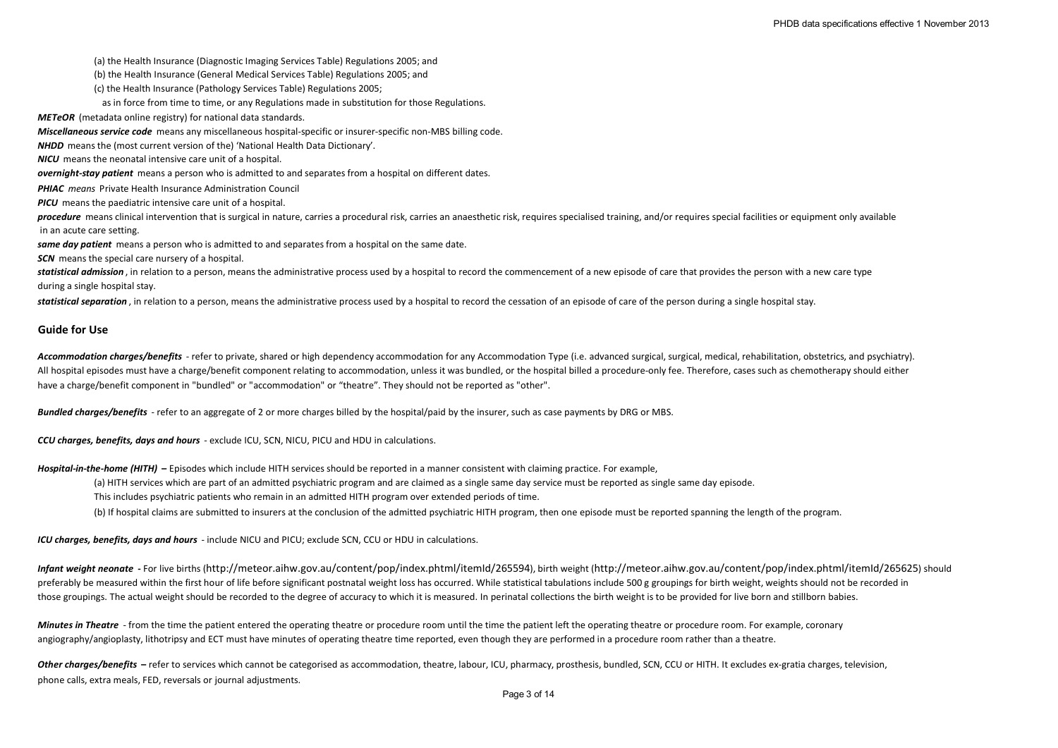(a) the Health Insurance (Diagnostic Imaging Services Table) Regulations 2005; and

(b) the Health Insurance (General Medical Services Table) Regulations 2005; and

(c) the Health Insurance (Pathology Services Table) Regulations 2005;

as in force from time to time, or any Regulations made in substitution for those Regulations.

***METeOR*** (metadata online registry) for national data standards.

***Miscellaneous service code*** means any miscellaneous hospital-specific or insurer-specific non-MBS billing code.

***NHDD*** means the (most current version of the) 'National Health Data Dictionary'.

***NICU*** means the neonatal intensive care unit of a hospital.

***overnight-stay patient*** means a person who is admitted to and separates from a hospital on different dates.

***PHIAC*** *means* Private Health Insurance Administration Council

***PICU*** means the paediatric intensive care unit of a hospital.

***procedure*** means clinical intervention that is surgical in nature, carries a procedural risk, carries an anaesthetic risk, requires specialised training, and/or requires special facilities or equipment only available in an acute care setting.

***same day patient*** means a person who is admitted to and separates from a hospital on the same date.

***SCN*** means the special care nursery of a hospital.

***statistical admission***, in relation to a person, means the administrative process used by a hospital to record the commencement of a new episode of care that provides the person with a new care type during a single hospital stay.

***statistical separation***, in relation to a person, means the administrative process used by a hospital to record the cessation of an episode of care of the person during a single hospital stay.

## Guide for Use

***Accommodation charges/benefits*** - refer to private, shared or high dependency accommodation for any Accommodation Type (i.e. advanced surgical, surgical, medical, rehabilitation, obstetrics, and psychiatry). All hospital episodes must have a charge/benefit component relating to accommodation, unless it was bundled, or the hospital billed a procedure-only fee. Therefore, cases such as chemotherapy should either have a charge/benefit component in "bundled" or "accommodation" or "theatre". They should not be reported as "other".

***Bundled charges/benefits*** - refer to an aggregate of 2 or more charges billed by the hospital/paid by the insurer, such as case payments by DRG or MBS.

***CCU charges, benefits, days and hours*** - exclude ICU, SCN, NICU, PICU and HDU in calculations.

***Hospital-in-the-home (HITH)*** **–** Episodes which include HITH services should be reported in a manner consistent with claiming practice. For example,

(a) HITH services which are part of an admitted psychiatric program and are claimed as a single same day service must be reported as single same day episode.
This includes psychiatric patients who remain in an admitted HITH program over extended periods of time.

(b) If hospital claims are submitted to insurers at the conclusion of the admitted psychiatric HITH program, then one episode must be reported spanning the length of the program.

***ICU charges, benefits, days and hours*** - include NICU and PICU; exclude SCN, CCU or HDU in calculations.

***Infant weight neonate*** **-** For live births (http://meteor.aihw.gov.au/content/pop/index.phtml/itemId/265594), birth weight (http://meteor.aihw.gov.au/content/pop/index.phtml/itemId/265625) should preferably be measured within the first hour of life before significant postnatal weight loss has occurred. While statistical tabulations include 500 g groupings for birth weight, weights should not be recorded in those groupings. The actual weight should be recorded to the degree of accuracy to which it is measured. In perinatal collections the birth weight is to be provided for live born and stillborn babies.

***Minutes in Theatre*** - from the time the patient entered the operating theatre or procedure room until the time the patient left the operating theatre or procedure room. For example, coronary angiography/angioplasty, lithotripsy and ECT must have minutes of operating theatre time reported, even though they are performed in a procedure room rather than a theatre.

***Other charges/benefits*** **–** refer to services which cannot be categorised as accommodation, theatre, labour, ICU, pharmacy, prosthesis, bundled, SCN, CCU or HITH. It excludes ex-gratia charges, television, phone calls, extra meals, FED, reversals or journal adjustments.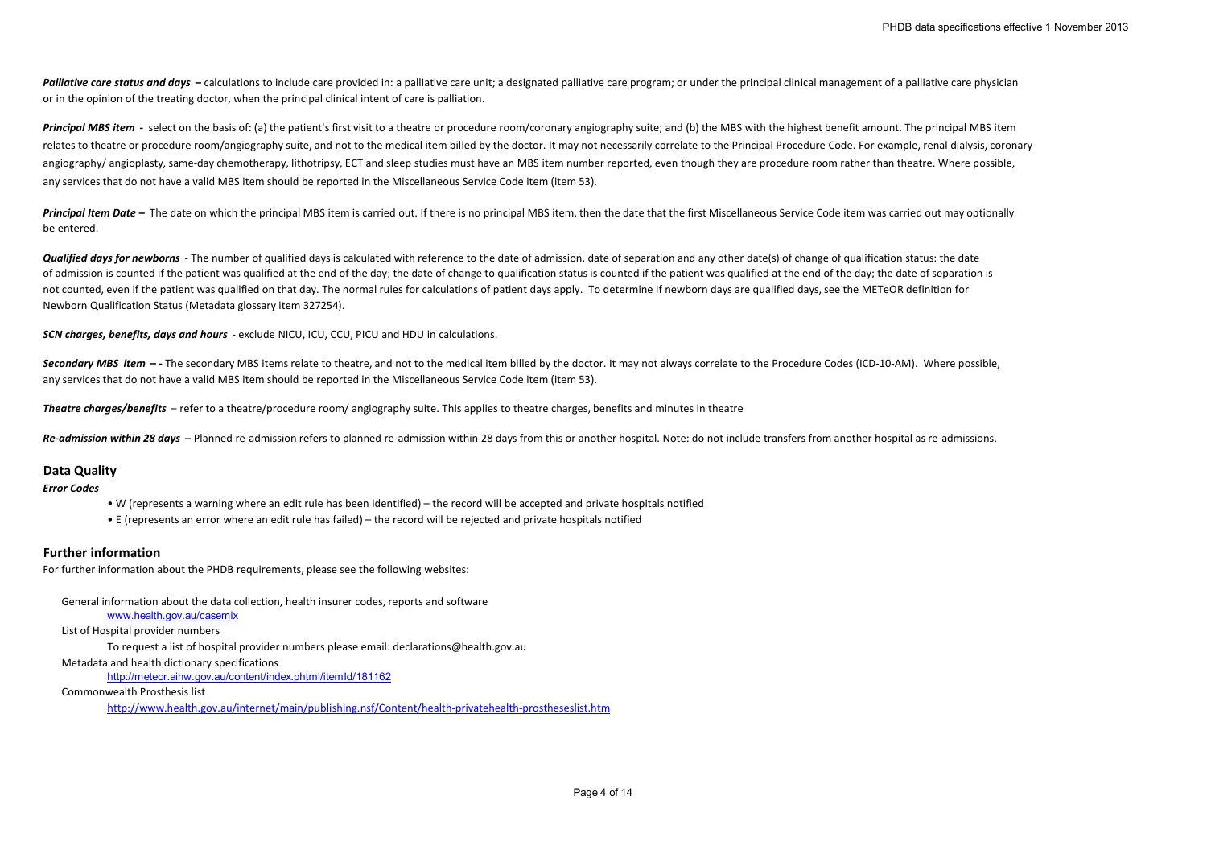***Palliative care status and days*** **–** calculations to include care provided in: a palliative care unit; a designated palliative care program; or under the principal clinical management of a palliative care physician or in the opinion of the treating doctor, when the principal clinical intent of care is palliation.

***Principal MBS item*** **-** select on the basis of: (a) the patient's first visit to a theatre or procedure room/coronary angiography suite; and (b) the MBS with the highest benefit amount. The principal MBS item relates to theatre or procedure room/angiography suite, and not to the medical item billed by the doctor. It may not necessarily correlate to the Principal Procedure Code. For example, renal dialysis, coronary angiography/ angioplasty, same-day chemotherapy, lithotripsy, ECT and sleep studies must have an MBS item number reported, even though they are procedure room rather than theatre. Where possible, any services that do not have a valid MBS item should be reported in the Miscellaneous Service Code item (item 53).

***Principal Item Date*** **–** The date on which the principal MBS item is carried out. If there is no principal MBS item, then the date that the first Miscellaneous Service Code item was carried out may optionally be entered.

***Qualified days for newborns*** - The number of qualified days is calculated with reference to the date of admission, date of separation and any other date(s) of change of qualification status: the date of admission is counted if the patient was qualified at the end of the day; the date of change to qualification status is counted if the patient was qualified at the end of the day; the date of separation is not counted, even if the patient was qualified on that day. The normal rules for calculations of patient days apply. To determine if newborn days are qualified days, see the METeOR definition for Newborn Qualification Status (Metadata glossary item 327254).

***SCN charges, benefits, days and hours*** - exclude NICU, ICU, CCU, PICU and HDU in calculations.

***Secondary MBS item*** **– -** The secondary MBS items relate to theatre, and not to the medical item billed by the doctor. It may not always correlate to the Procedure Codes (ICD-10-AM). Where possible, any services that do not have a valid MBS item should be reported in the Miscellaneous Service Code item (item 53).

***Theatre charges/benefits*** – refer to a theatre/procedure room/ angiography suite. This applies to theatre charges, benefits and minutes in theatre

***Re-admission within 28 days*** – Planned re-admission refers to planned re-admission within 28 days from this or another hospital. Note: do not include transfers from another hospital as re-admissions.

## Data Quality

***Error Codes***

- W (represents a warning where an edit rule has been identified) – the record will be accepted and private hospitals notified
- E (represents an error where an edit rule has failed) – the record will be rejected and private hospitals notified

## Further information

For further information about the PHDB requirements, please see the following websites:

General information about the data collection, health insurer codes, reports and software

www.health.gov.au/casemix

List of Hospital provider numbers

To request a list of hospital provider numbers please email: declarations@health.gov.au

Metadata and health dictionary specifications

http://meteor.aihw.gov.au/content/index.phtml/itemId/181162

Commonwealth Prosthesis list

http://www.health.gov.au/internet/main/publishing.nsf/Content/health-privatehealth-prostheseslist.htm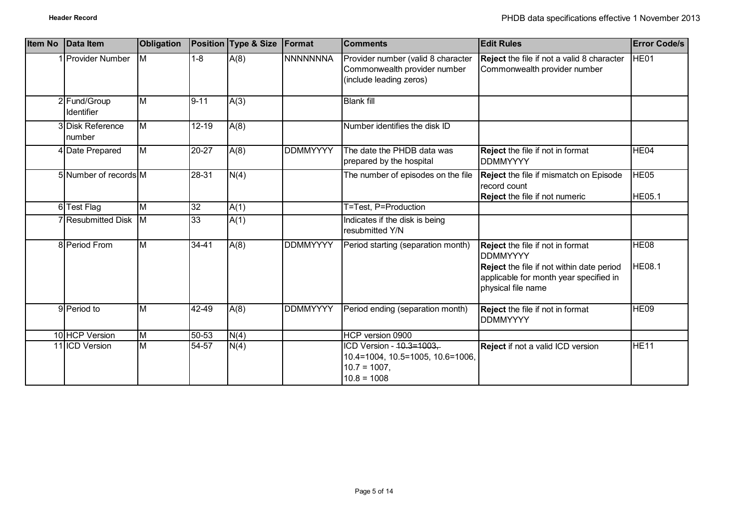| Item No | Data Item | Obligation | Position | Type & Size | Format | Comments | Edit Rules | Error Code/s |
|---|---|---|---|---|---|---|---|---|
| 1 | Provider Number | M | 1-8 | A(8) | NNNNNNNA | Provider number (valid 8 character Commonwealth provider number (include leading zeros) | **Reject** the file if not a valid 8 character Commonwealth provider number | HE01 |
| 2 | Fund/Group Identifier | M | 9-11 | A(3) | | Blank fill | | |
| 3 | Disk Reference number | M | 12-19 | A(8) | | Number identifies the disk ID | | |
| 4 | Date Prepared | M | 20-27 | A(8) | DDMMYYYY | The date the PHDB data was prepared by the hospital | **Reject** the file if not in format DDMMYYYY | HE04 |
| 5 | Number of records | M | 28-31 | N(4) | | The number of episodes on the file | **Reject** the file if mismatch on Episode record count<br>**Reject** the file if not numeric | HE05<br>HE05.1 |
| 6 | Test Flag | M | 32 | A(1) | | T=Test, P=Production | | |
| 7 | Resubmitted Disk | M | 33 | A(1) | | Indicates if the disk is being resubmitted Y/N | | |
| 8 | Period From | M | 34-41 | A(8) | DDMMYYYY | Period starting (separation month) | **Reject** the file if not in format DDMMYYYY<br>**Reject** the file if not within date period applicable for month year specified in physical file name | HE08<br>HE08.1 |
| 9 | Period to | M | 42-49 | A(8) | DDMMYYYY | Period ending (separation month) | **Reject** the file if not in format DDMMYYYY | HE09 |
| 10 | HCP Version | M | 50-53 | N(4) | | HCP version 0900 | | |
| 11 | ICD Version | M | 54-57 | N(4) | | ICD Version - ~~10.3=1003,~~ 10.4=1004, 10.5=1005, 10.6=1006, 10.7 = 1007, 10.8 = 1008 | **Reject** if not a valid ICD version | HE11 |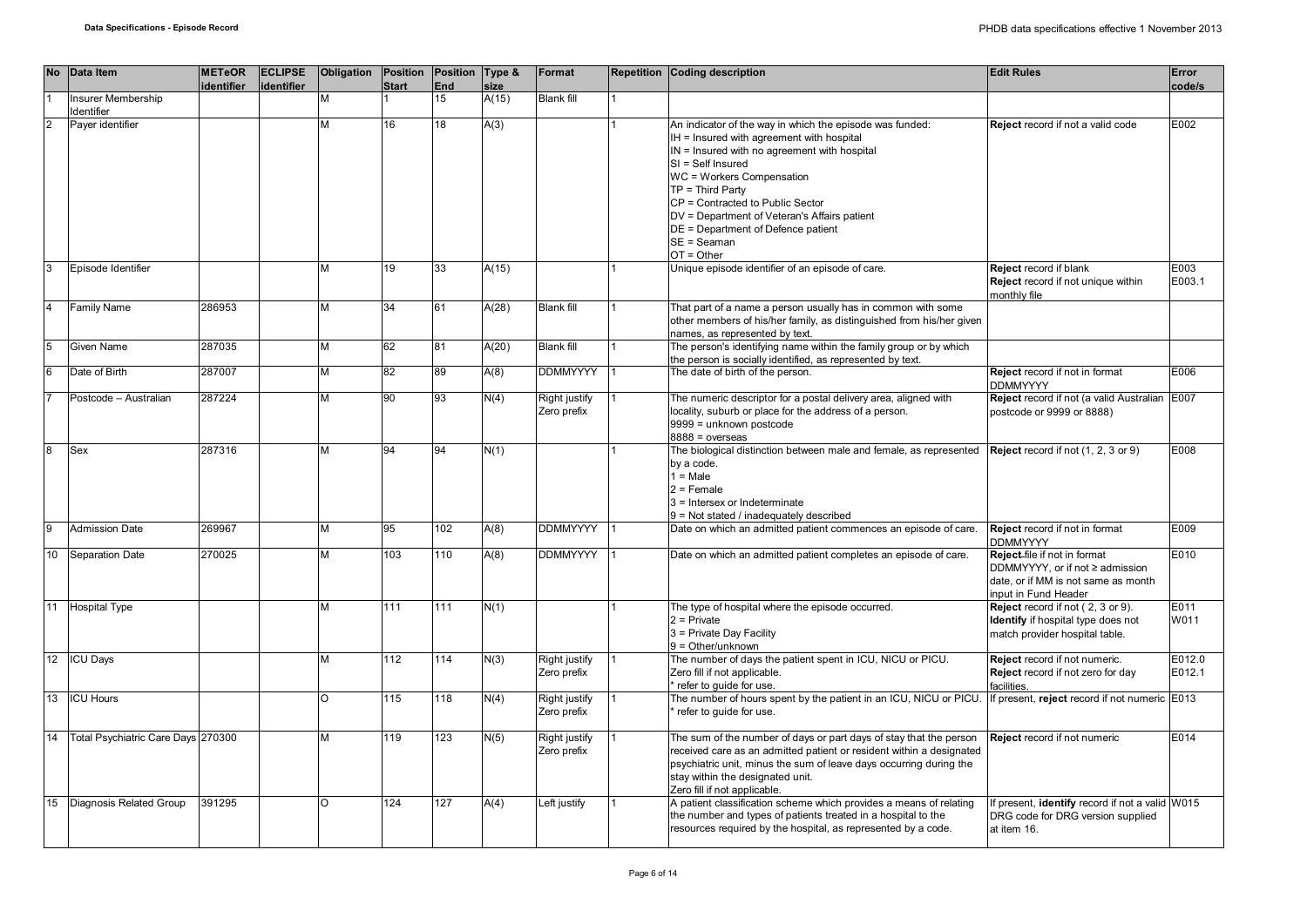| No | Data Item | METeOR identifier | ECLIPSE identifier | Obligation | Position Start | Position End | Type & size | Format | Repetition | Coding description | Edit Rules | Error code/s |
|---|---|---|---|---|---|---|---|---|---|---|---|---|
| 1 | Insurer Membership Identifier | | | M | 1 | 15 | A(15) | Blank fill | 1 | | | |
| 2 | Payer identifier | | | M | 16 | 18 | A(3) | | 1 | An indicator of the way in which the episode was funded:<br>IH = Insured with agreement with hospital<br>IN = Insured with no agreement with hospital<br>SI = Self Insured<br>WC = Workers Compensation<br>TP = Third Party<br>CP = Contracted to Public Sector<br>DV = Department of Veteran's Affairs patient<br>DE = Department of Defence patient<br>SE = Seaman<br>OT = Other | **Reject** record if not a valid code | E002 |
| 3 | Episode Identifier | | | M | 19 | 33 | A(15) | | 1 | Unique episode identifier of an episode of care. | **Reject** record if blank<br>**Reject** record if not unique within monthly file | E003<br>E003.1 |
| 4 | Family Name | 286953 | | M | 34 | 61 | A(28) | Blank fill | 1 | That part of a name a person usually has in common with some other members of his/her family, as distinguished from his/her given names, as represented by text. | | |
| 5 | Given Name | 287035 | | M | 62 | 81 | A(20) | Blank fill | 1 | The person's identifying name within the family group or by which the person is socially identified, as represented by text. | | |
| 6 | Date of Birth | 287007 | | M | 82 | 89 | A(8) | DDMMYYYY | 1 | The date of birth of the person. | **Reject** record if not in format DDMMYYYY | E006 |
| 7 | Postcode – Australian | 287224 | | M | 90 | 93 | N(4) | Right justify Zero prefix | 1 | The numeric descriptor for a postal delivery area, aligned with locality, suburb or place for the address of a person.<br>9999 = unknown postcode<br>8888 = overseas | **Reject** record if not (a valid Australian postcode or 9999 or 8888) | E007 |
| 8 | Sex | 287316 | | M | 94 | 94 | N(1) | | 1 | The biological distinction between male and female, as represented by a code.<br>1 = Male<br>2 = Female<br>3 = Intersex or Indeterminate<br>9 = Not stated / inadequately described | **Reject** record if not (1, 2, 3 or 9) | E008 |
| 9 | Admission Date | 269967 | | M | 95 | 102 | A(8) | DDMMYYYY | 1 | Date on which an admitted patient commences an episode of care. | **Reject** record if not in format DDMMYYYY | E009 |
| 10 | Separation Date | 270025 | | M | 103 | 110 | A(8) | DDMMYYYY | 1 | Date on which an admitted patient completes an episode of care. | **Reject** file if not in format DDMMYYYY, or if not ≥ admission date, or if MM is not same as month input in Fund Header | E010 |
| 11 | Hospital Type | | | M | 111 | 111 | N(1) | | 1 | The type of hospital where the episode occurred.<br>2 = Private<br>3 = Private Day Facility<br>9 = Other/unknown | **Reject** record if not ( 2, 3 or 9).<br>**Identify** if hospital type does not match provider hospital table. | E011<br>W011 |
| 12 | ICU Days | | | M | 112 | 114 | N(3) | Right justify Zero prefix | 1 | The number of days the patient spent in ICU, NICU or PICU.<br>Zero fill if not applicable.<br>* refer to guide for use. | **Reject** record if not numeric.<br>**Reject** record if not zero for day facilities. | E012.0<br>E012.1 |
| 13 | ICU Hours | | | O | 115 | 118 | N(4) | Right justify Zero prefix | 1 | The number of hours spent by the patient in an ICU, NICU or PICU.<br>* refer to guide for use. | If present, **reject** record if not numeric | E013 |
| 14 | Total Psychiatric Care Days | 270300 | | M | 119 | 123 | N(5) | Right justify Zero prefix | 1 | The sum of the number of days or part days of stay that the person received care as an admitted patient or resident within a designated psychiatric unit, minus the sum of leave days occurring during the stay within the designated unit.<br>Zero fill if not applicable. | **Reject** record if not numeric | E014 |
| 15 | Diagnosis Related Group | 391295 | | O | 124 | 127 | A(4) | Left justify | 1 | A patient classification scheme which provides a means of relating the number and types of patients treated in a hospital to the resources required by the hospital, as represented by a code. | If present, **identify** record if not a valid DRG code for DRG version supplied at item 16. | W015 |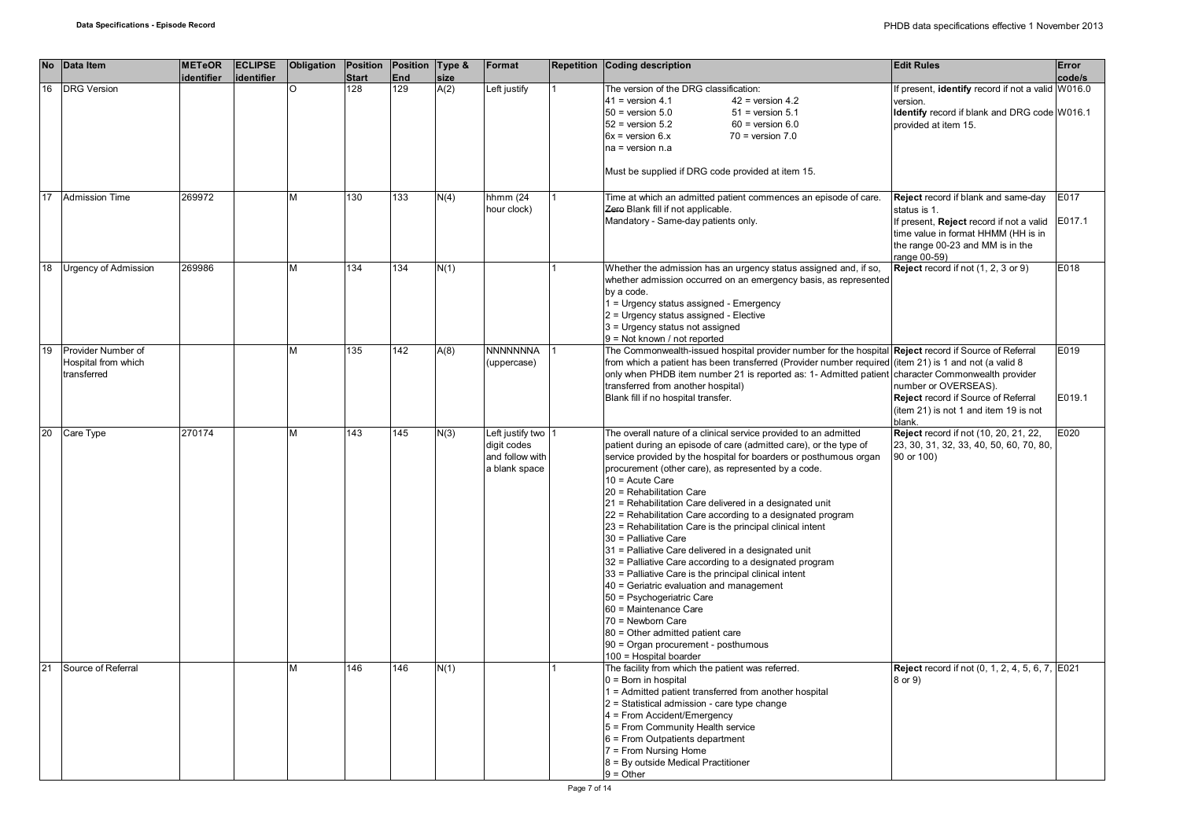| No | Data Item | METeOR identifier | ECLIPSE identifier | Obligation | Position Start | Position End | Type & size | Format | Repetition | Coding description | Edit Rules | Error code/s |
|---|---|---|---|---|---|---|---|---|---|---|---|---|
| 16 | DRG Version | | | O | 128 | 129 | A(2) | Left justify | 1 | The version of the DRG classification:<br>41 = version 4.1 42 = version 4.2<br>50 = version 5.0 51 = version 5.1<br>52 = version 5.2 60 = version 6.0<br>6x = version 6.x 70 = version 7.0<br>na = version n.a<br><br>Must be supplied if DRG code provided at item 15. | If present, **identify** record if not a valid version.<br>**Identify** record if blank and DRG code provided at item 15. | W016.0<br><br>W016.1 |
| 17 | Admission Time | 269972 | | M | 130 | 133 | N(4) | hhmm (24 hour clock) | 1 | Time at which an admitted patient commences an episode of care.<br>~~Zero~~ Blank fill if not applicable.<br>Mandatory - Same-day patients only. | **Reject** record if blank and same-day status is 1.<br>If present, **Reject** record if not a valid time value in format HHMM (HH is in the range 00-23 and MM is in the range 00-59) | E017<br><br>E017.1 |
| 18 | Urgency of Admission | 269986 | | M | 134 | 134 | N(1) | | 1 | Whether the admission has an urgency status assigned and, if so, whether admission occurred on an emergency basis, as represented by a code.<br>1 = Urgency status assigned - Emergency<br>2 = Urgency status assigned - Elective<br>3 = Urgency status not assigned<br>9 = Not known / not reported | **Reject** record if not (1, 2, 3 or 9) | E018 |
| 19 | Provider Number of Hospital from which transferred | | | M | 135 | 142 | A(8) | NNNNNNNA (uppercase) | 1 | The Commonwealth-issued hospital provider number for the hospital from which a patient has been transferred (Provider number required only when PHDB item number 21 is reported as: 1- Admitted patient transferred from another hospital)<br>Blank fill if no hospital transfer. | **Reject** record if Source of Referral (item 21) is 1 and not (a valid 8 character Commonwealth provider number or OVERSEAS).<br>**Reject** record if Source of Referral (item 21) is not 1 and item 19 is not blank. | E019<br><br><br>E019.1 |
| 20 | Care Type | 270174 | | M | 143 | 145 | N(3) | Left justify two digit codes and follow with a blank space | 1 | The overall nature of a clinical service provided to an admitted patient during an episode of care (admitted care), or the type of service provided by the hospital for boarders or posthumous organ procurement (other care), as represented by a code.<br>10 = Acute Care<br>20 = Rehabilitation Care<br>21 = Rehabilitation Care delivered in a designated unit<br>22 = Rehabilitation Care according to a designated program<br>23 = Rehabilitation Care is the principal clinical intent<br>30 = Palliative Care<br>31 = Palliative Care delivered in a designated unit<br>32 = Palliative Care according to a designated program<br>33 = Palliative Care is the principal clinical intent<br>40 = Geriatric evaluation and management<br>50 = Psychogeriatric Care<br>60 = Maintenance Care<br>70 = Newborn Care<br>80 = Other admitted patient care<br>90 = Organ procurement - posthumous<br>100 = Hospital boarder | **Reject** record if not (10, 20, 21, 22, 23, 30, 31, 32, 33, 40, 50, 60, 70, 80, 90 or 100) | E020 |
| 21 | Source of Referral | | | M | 146 | 146 | N(1) | | 1 | The facility from which the patient was referred.<br>0 = Born in hospital<br>1 = Admitted patient transferred from another hospital<br>2 = Statistical admission - care type change<br>4 = From Accident/Emergency<br>5 = From Community Health service<br>6 = From Outpatients department<br>7 = From Nursing Home<br>8 = By outside Medical Practitioner<br>9 = Other | **Reject** record if not (0, 1, 2, 4, 5, 6, 7, 8 or 9) | E021 |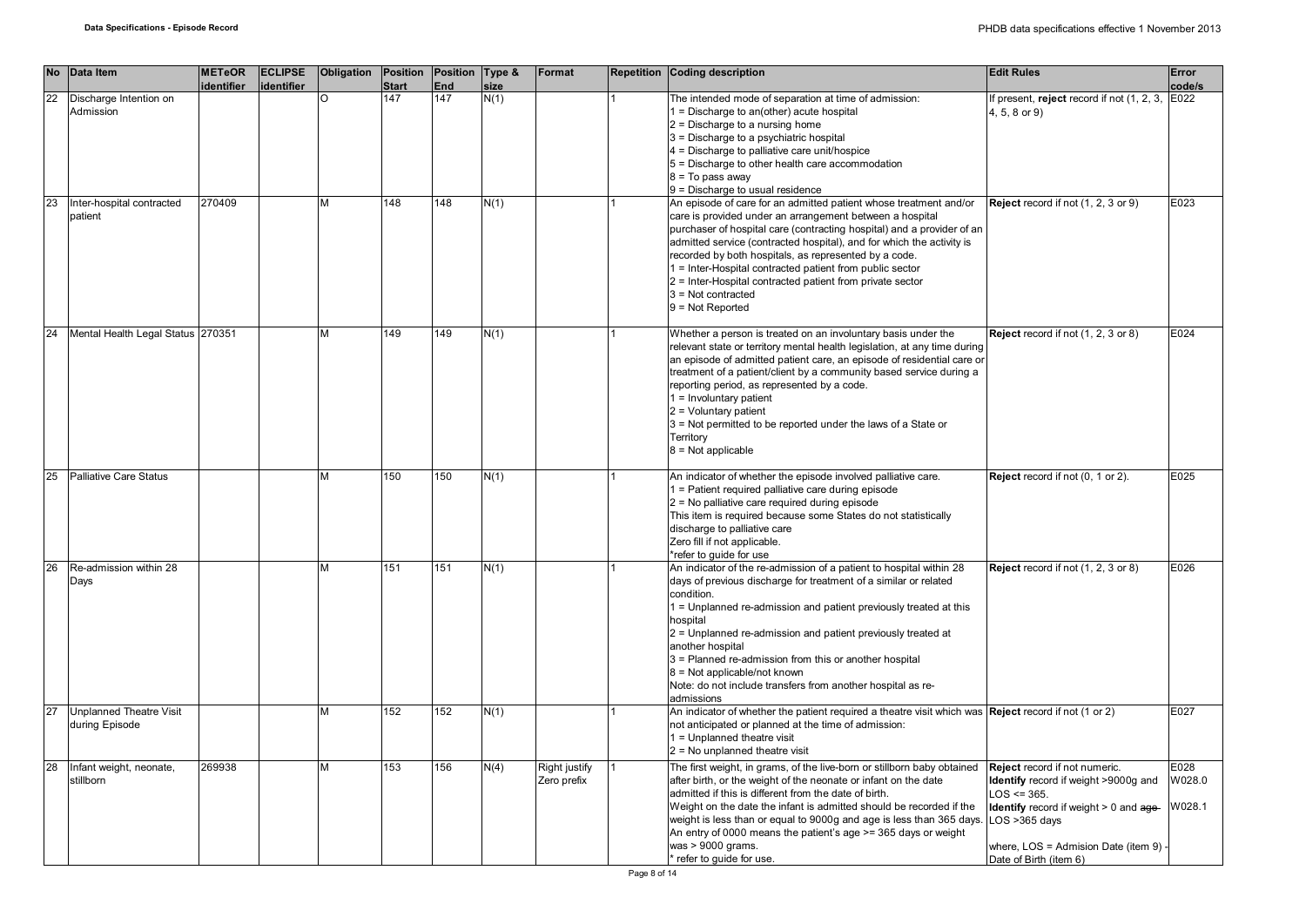| No | Data Item | METeOR identifier | ECLIPSE identifier | Obligation | Position Start | Position End | Type & size | Format | Repetition | Coding description | Edit Rules | Error code/s |
|---|---|---|---|---|---|---|---|---|---|---|---|---|
| 22 | Discharge Intention on Admission | | | O | 147 | 147 | N(1) | | 1 | The intended mode of separation at time of admission:<br>1 = Discharge to an(other) acute hospital<br>2 = Discharge to a nursing home<br>3 = Discharge to a psychiatric hospital<br>4 = Discharge to palliative care unit/hospice<br>5 = Discharge to other health care accommodation<br>8 = To pass away<br>9 = Discharge to usual residence | If present, **reject** record if not (1, 2, 3, 4, 5, 8 or 9) | E022 |
| 23 | Inter-hospital contracted patient | 270409 | | M | 148 | 148 | N(1) | | 1 | An episode of care for an admitted patient whose treatment and/or care is provided under an arrangement between a hospital purchaser of hospital care (contracting hospital) and a provider of an admitted service (contracted hospital), and for which the activity is recorded by both hospitals, as represented by a code.<br>1 = Inter-Hospital contracted patient from public sector<br>2 = Inter-Hospital contracted patient from private sector<br>3 = Not contracted<br>9 = Not Reported | **Reject** record if not (1, 2, 3 or 9) | E023 |
| 24 | Mental Health Legal Status | 270351 | | M | 149 | 149 | N(1) | | 1 | Whether a person is treated on an involuntary basis under the relevant state or territory mental health legislation, at any time during an episode of admitted patient care, an episode of residential care or treatment of a patient/client by a community based service during a reporting period, as represented by a code.<br>1 = Involuntary patient<br>2 = Voluntary patient<br>3 = Not permitted to be reported under the laws of a State or Territory<br>8 = Not applicable | **Reject** record if not (1, 2, 3 or 8) | E024 |
| 25 | Palliative Care Status | | | M | 150 | 150 | N(1) | | 1 | An indicator of whether the episode involved palliative care.<br>1 = Patient required palliative care during episode<br>2 = No palliative care required during episode<br>This item is required because some States do not statistically discharge to palliative care<br>Zero fill if not applicable.<br>*refer to guide for use | **Reject** record if not (0, 1 or 2). | E025 |
| 26 | Re-admission within 28 Days | | | M | 151 | 151 | N(1) | | 1 | An indicator of the re-admission of a patient to hospital within 28 days of previous discharge for treatment of a similar or related condition.<br>1 = Unplanned re-admission and patient previously treated at this hospital<br>2 = Unplanned re-admission and patient previously treated at another hospital<br>3 = Planned re-admission from this or another hospital<br>8 = Not applicable/not known<br>Note: do not include transfers from another hospital as re-admissions | **Reject** record if not (1, 2, 3 or 8) | E026 |
| 27 | Unplanned Theatre Visit during Episode | | | M | 152 | 152 | N(1) | | 1 | An indicator of whether the patient required a theatre visit which was not anticipated or planned at the time of admission:<br>1 = Unplanned theatre visit<br>2 = No unplanned theatre visit | **Reject** record if not (1 or 2) | E027 |
| 28 | Infant weight, neonate, stillborn | 269938 | | M | 153 | 156 | N(4) | Right justify Zero prefix | 1 | The first weight, in grams, of the live-born or stillborn baby obtained after birth, or the weight of the neonate or infant on the date admitted if this is different from the date of birth.<br>Weight on the date the infant is admitted should be recorded if the weight is less than or equal to 9000g and age is less than 365 days. An entry of 0000 means the patient's age >= 365 days or weight was > 9000 grams.<br>* refer to guide for use. | **Reject** record if not numeric.<br>**Identify** record if weight >9000g and LOS <= 365.<br>**Identify** record if weight > 0 and ~~age~~ LOS >365 days<br><br>where, LOS = Admision Date (item 9) - Date of Birth (item 6) | E028<br>W028.0<br><br>W028.1 |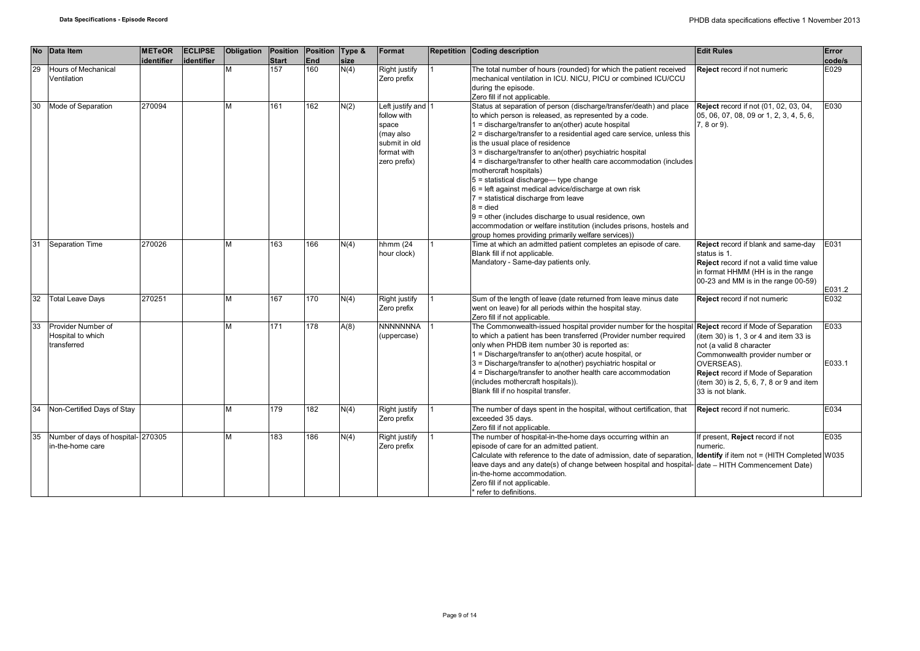| No | Data Item | METeOR identifier | ECLIPSE identifier | Obligation | Position Start | Position End | Type & size | Format | Repetition | Coding description | Edit Rules | Error code/s |
|---|---|---|---|---|---|---|---|---|---|---|---|---|
| 29 | Hours of Mechanical Ventilation | | | M | 157 | 160 | N(4) | Right justify Zero prefix | 1 | The total number of hours (rounded) for which the patient received mechanical ventilation in ICU. NICU, PICU or combined ICU/CCU during the episode.<br>Zero fill if not applicable. | **Reject** record if not numeric | E029 |
| 30 | Mode of Separation | 270094 | | M | 161 | 162 | N(2) | Left justify and follow with space (may also submit in old format with zero prefix) | 1 | Status at separation of person (discharge/transfer/death) and place to which person is released, as represented by a code.<br>1 = discharge/transfer to an(other) acute hospital<br>2 = discharge/transfer to a residential aged care service, unless this is the usual place of residence<br>3 = discharge/transfer to an(other) psychiatric hospital<br>4 = discharge/transfer to other health care accommodation (includes mothercraft hospitals)<br>5 = statistical discharge— type change<br>6 = left against medical advice/discharge at own risk<br>7 = statistical discharge from leave<br>8 = died<br>9 = other (includes discharge to usual residence, own accommodation or welfare institution (includes prisons, hostels and group homes providing primarily welfare services)) | **Reject** record if not (01, 02, 03, 04, 05, 06, 07, 08, 09 or 1, 2, 3, 4, 5, 6, 7, 8 or 9). | E030 |
| 31 | Separation Time | 270026 | | M | 163 | 166 | N(4) | hhmm (24 hour clock) | 1 | Time at which an admitted patient completes an episode of care.<br>Blank fill if not applicable.<br>Mandatory - Same-day patients only. | **Reject** record if blank and same-day status is 1.<br>**Reject** record if not a valid time value in format HHMM (HH is in the range 00-23 and MM is in the range 00-59) | E031<br><br>E031.2 |
| 32 | Total Leave Days | 270251 | | M | 167 | 170 | N(4) | Right justify Zero prefix | 1 | Sum of the length of leave (date returned from leave minus date went on leave) for all periods within the hospital stay.<br>Zero fill if not applicable. | **Reject** record if not numeric | E032 |
| 33 | Provider Number of Hospital to which transferred | | | M | 171 | 178 | A(8) | NNNNNNNA (uppercase) | 1 | The Commonwealth-issued hospital provider number for the hospital to which a patient has been transferred (Provider number required only when PHDB item number 30 is reported as:<br>1 = Discharge/transfer to an(other) acute hospital, or<br>3 = Discharge/transfer to a(nother) psychiatric hospital or<br>4 = Discharge/transfer to another health care accommodation (includes mothercraft hospitals)).<br>Blank fill if no hospital transfer. | **Reject** record if Mode of Separation (item 30) is 1, 3 or 4 and item 33 is not (a valid 8 character Commonwealth provider number or OVERSEAS).<br>**Reject** record if Mode of Separation (item 30) is 2, 5, 6, 7, 8 or 9 and item 33 is not blank. | E033<br><br>E033.1 |
| 34 | Non-Certified Days of Stay | | | M | 179 | 182 | N(4) | Right justify Zero prefix | 1 | The number of days spent in the hospital, without certification, that exceeded 35 days.<br>Zero fill if not applicable. | **Reject** record if not numeric. | E034 |
| 35 | Number of days of hospital-in-the-home care | 270305 | | M | 183 | 186 | N(4) | Right justify Zero prefix | 1 | The number of hospital-in-the-home days occurring within an episode of care for an admitted patient.<br>Calculate with reference to the date of admission, date of separation, leave days and any date(s) of change between hospital and hospital-in-the-home accommodation.<br>Zero fill if not applicable.<br>* refer to definitions. | If present, **Reject** record if not numeric.<br>**Identify** if item not = (HITH Completed date – HITH Commencement Date) | E035<br>W035 |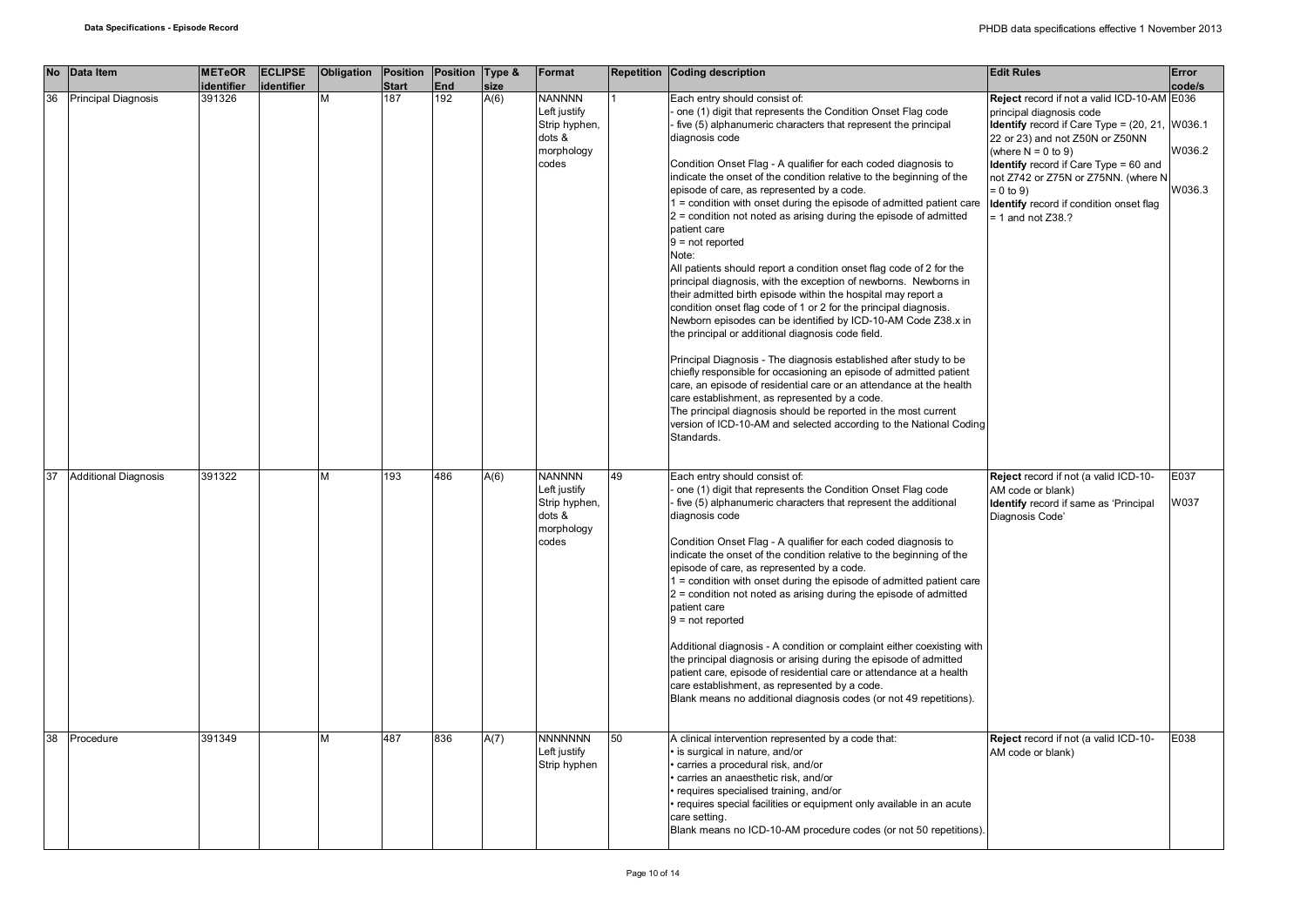| No | Data Item | METeOR identifier | ECLIPSE identifier | Obligation | Position Start | Position End | Type & size | Format | Repetition | Coding description | Edit Rules | Error code/s |
|---|---|---|---|---|---|---|---|---|---|---|---|---|
| 36 | Principal Diagnosis | 391326 | | M | 187 | 192 | A(6) | NANNNN Left justify Strip hyphen, dots & morphology codes | 1 | Each entry should consist of:<br>- one (1) digit that represents the Condition Onset Flag code<br>- five (5) alphanumeric characters that represent the principal diagnosis code<br><br>Condition Onset Flag - A qualifier for each coded diagnosis to indicate the onset of the condition relative to the beginning of the episode of care, as represented by a code.<br>1 = condition with onset during the episode of admitted patient care<br>2 = condition not noted as arising during the episode of admitted patient care<br>9 = not reported<br>Note:<br>All patients should report a condition onset flag code of 2 for the principal diagnosis, with the exception of newborns. Newborns in their admitted birth episode within the hospital may report a condition onset flag code of 1 or 2 for the principal diagnosis. Newborn episodes can be identified by ICD-10-AM Code Z38.x in the principal or additional diagnosis code field.<br><br>Principal Diagnosis - The diagnosis established after study to be chiefly responsible for occasioning an episode of admitted patient care, an episode of residential care or an attendance at the health care establishment, as represented by a code.<br>The principal diagnosis should be reported in the most current version of ICD-10-AM and selected according to the National Coding Standards. | **Reject** record if not a valid ICD-10-AM principal diagnosis code<br>**Identify** record if Care Type = (20, 21, 22 or 23) and not Z50N or Z50NN (where N = 0 to 9)<br>**Identify** record if Care Type = 60 and not Z742 or Z75N or Z75NN. (where N = 0 to 9)<br>**Identify** record if condition onset flag = 1 and not Z38.? | E036<br>W036.1<br>W036.2<br>W036.3 |
| 37 | Additional Diagnosis | 391322 | | M | 193 | 486 | A(6) | NANNNN Left justify Strip hyphen, dots & morphology codes | 49 | Each entry should consist of:<br>- one (1) digit that represents the Condition Onset Flag code<br>- five (5) alphanumeric characters that represent the additional diagnosis code<br><br>Condition Onset Flag - A qualifier for each coded diagnosis to indicate the onset of the condition relative to the beginning of the episode of care, as represented by a code.<br>1 = condition with onset during the episode of admitted patient care<br>2 = condition not noted as arising during the episode of admitted patient care<br>9 = not reported<br><br>Additional diagnosis - A condition or complaint either coexisting with the principal diagnosis or arising during the episode of admitted patient care, episode of residential care or attendance at a health care establishment, as represented by a code.<br>Blank means no additional diagnosis codes (or not 49 repetitions). | **Reject** record if not (a valid ICD-10-AM code or blank)<br>**Identify** record if same as 'Principal Diagnosis Code' | E037<br>W037 |
| 38 | Procedure | 391349 | | M | 487 | 836 | A(7) | NNNNNNN Left justify Strip hyphen | 50 | A clinical intervention represented by a code that:<br>• is surgical in nature, and/or<br>• carries a procedural risk, and/or<br>• carries an anaesthetic risk, and/or<br>• requires specialised training, and/or<br>• requires special facilities or equipment only available in an acute care setting.<br>Blank means no ICD-10-AM procedure codes (or not 50 repetitions). | **Reject** record if not (a valid ICD-10-AM code or blank) | E038 |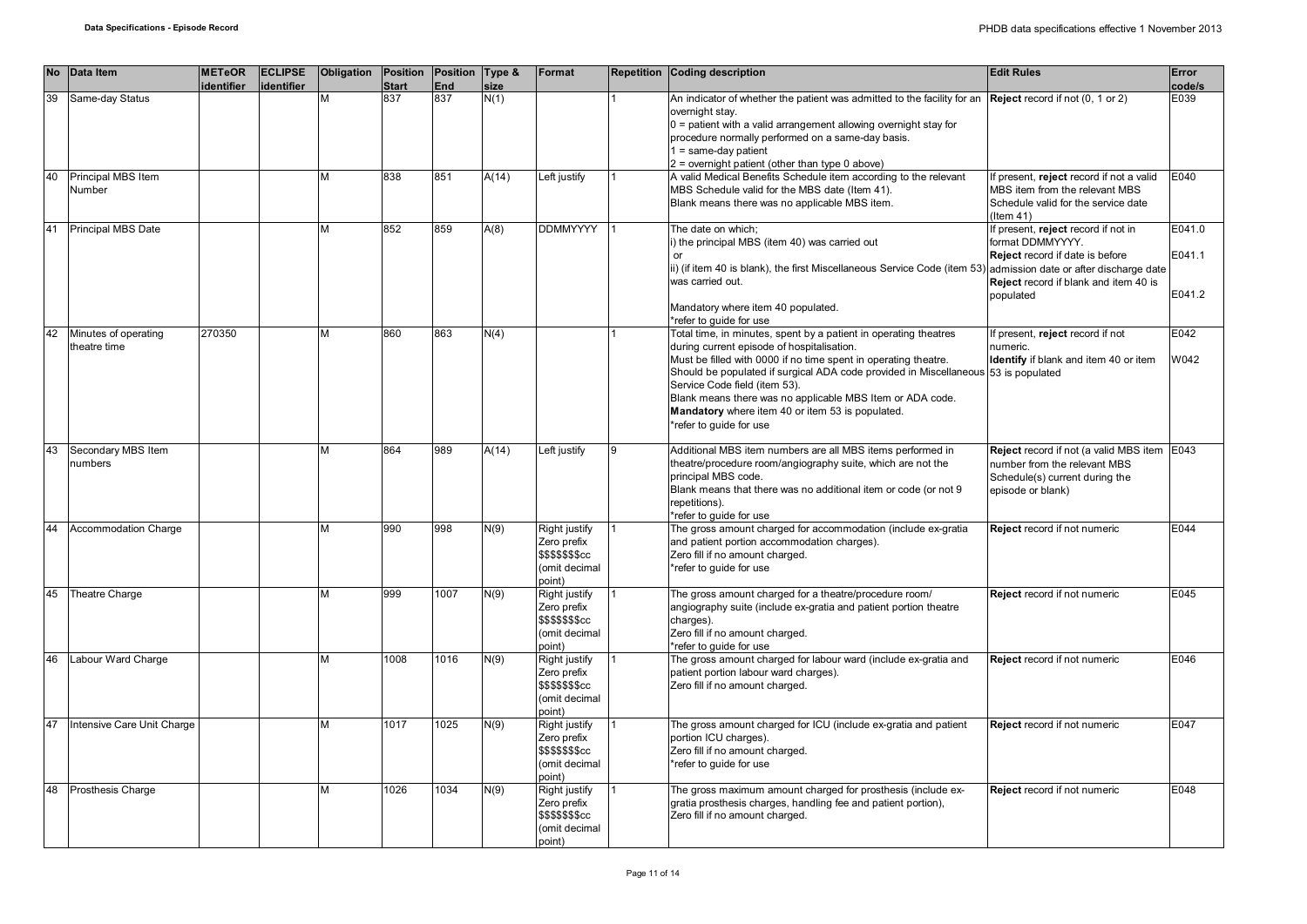| No | Data Item | METeOR identifier | ECLIPSE identifier | Obligation | Position Start | Position End | Type & size | Format | Repetition | Coding description | Edit Rules | Error code/s |
|---|---|---|---|---|---|---|---|---|---|---|---|---|
| 39 | Same-day Status | | | M | 837 | 837 | N(1) | | 1 | An indicator of whether the patient was admitted to the facility for an overnight stay.<br>0 = patient with a valid arrangement allowing overnight stay for procedure normally performed on a same-day basis.<br>1 = same-day patient<br>2 = overnight patient (other than type 0 above) | **Reject** record if not (0, 1 or 2) | E039 |
| 40 | Principal MBS Item Number | | | M | 838 | 851 | A(14) | Left justify | 1 | A valid Medical Benefits Schedule item according to the relevant MBS Schedule valid for the MBS date (Item 41).<br>Blank means there was no applicable MBS item. | If present, **reject** record if not a valid MBS item from the relevant MBS Schedule valid for the service date (Item 41) | E040 |
| 41 | Principal MBS Date | | | M | 852 | 859 | A(8) | DDMMYYYY | 1 | The date on which;<br>i) the principal MBS (item 40) was carried out<br>or<br>ii) (if item 40 is blank), the first Miscellaneous Service Code (item 53) was carried out.<br><br>Mandatory where item 40 populated.<br>*refer to guide for use | If present, **reject** record if not in format DDMMYYYY.<br>**Reject** record if date is before admission date or after discharge date<br>**Reject** record if blank and item 40 is populated | E041.0<br><br>E041.1<br><br>E041.2 |
| 42 | Minutes of operating theatre time | 270350 | | M | 860 | 863 | N(4) | | 1 | Total time, in minutes, spent by a patient in operating theatres during current episode of hospitalisation.<br>Must be filled with 0000 if no time spent in operating theatre.<br>Should be populated if surgical ADA code provided in Miscellaneous Service Code field (item 53).<br>Blank means there was no applicable MBS Item or ADA code.<br>**Mandatory** where item 40 or item 53 is populated.<br>*refer to guide for use | If present, **reject** record if not numeric.<br>**Identify** if blank and item 40 or item 53 is populated | E042<br><br>W042 |
| 43 | Secondary MBS Item numbers | | | M | 864 | 989 | A(14) | Left justify | 9 | Additional MBS item numbers are all MBS items performed in theatre/procedure room/angiography suite, which are not the principal MBS code.<br>Blank means that there was no additional item or code (or not 9 repetitions).<br>*refer to guide for use | **Reject** record if not (a valid MBS item number from the relevant MBS Schedule(s) current during the episode or blank) | E043 |
| 44 | Accommodation Charge | | | M | 990 | 998 | N(9) | Right justify<br>Zero prefix<br>$$$$$$$cc<br>(omit decimal point) | 1 | The gross amount charged for accommodation (include ex-gratia and patient portion accommodation charges).<br>Zero fill if no amount charged.<br>*refer to guide for use | **Reject** record if not numeric | E044 |
| 45 | Theatre Charge | | | M | 999 | 1007 | N(9) | Right justify<br>Zero prefix<br>$$$$$$$cc<br>(omit decimal point) | 1 | The gross amount charged for a theatre/procedure room/ angiography suite (include ex-gratia and patient portion theatre charges).<br>Zero fill if no amount charged.<br>*refer to guide for use | **Reject** record if not numeric | E045 |
| 46 | Labour Ward Charge | | | M | 1008 | 1016 | N(9) | Right justify<br>Zero prefix<br>$$$$$$$cc<br>(omit decimal point) | 1 | The gross amount charged for labour ward (include ex-gratia and patient portion labour ward charges).<br>Zero fill if no amount charged. | **Reject** record if not numeric | E046 |
| 47 | Intensive Care Unit Charge | | | M | 1017 | 1025 | N(9) | Right justify<br>Zero prefix<br>$$$$$$$cc<br>(omit decimal point) | 1 | The gross amount charged for ICU (include ex-gratia and patient portion ICU charges).<br>Zero fill if no amount charged.<br>*refer to guide for use | **Reject** record if not numeric | E047 |
| 48 | Prosthesis Charge | | | M | 1026 | 1034 | N(9) | Right justify<br>Zero prefix<br>$$$$$$$cc<br>(omit decimal point) | 1 | The gross maximum amount charged for prosthesis (include ex-gratia prosthesis charges, handling fee and patient portion),<br>Zero fill if no amount charged. | **Reject** record if not numeric | E048 |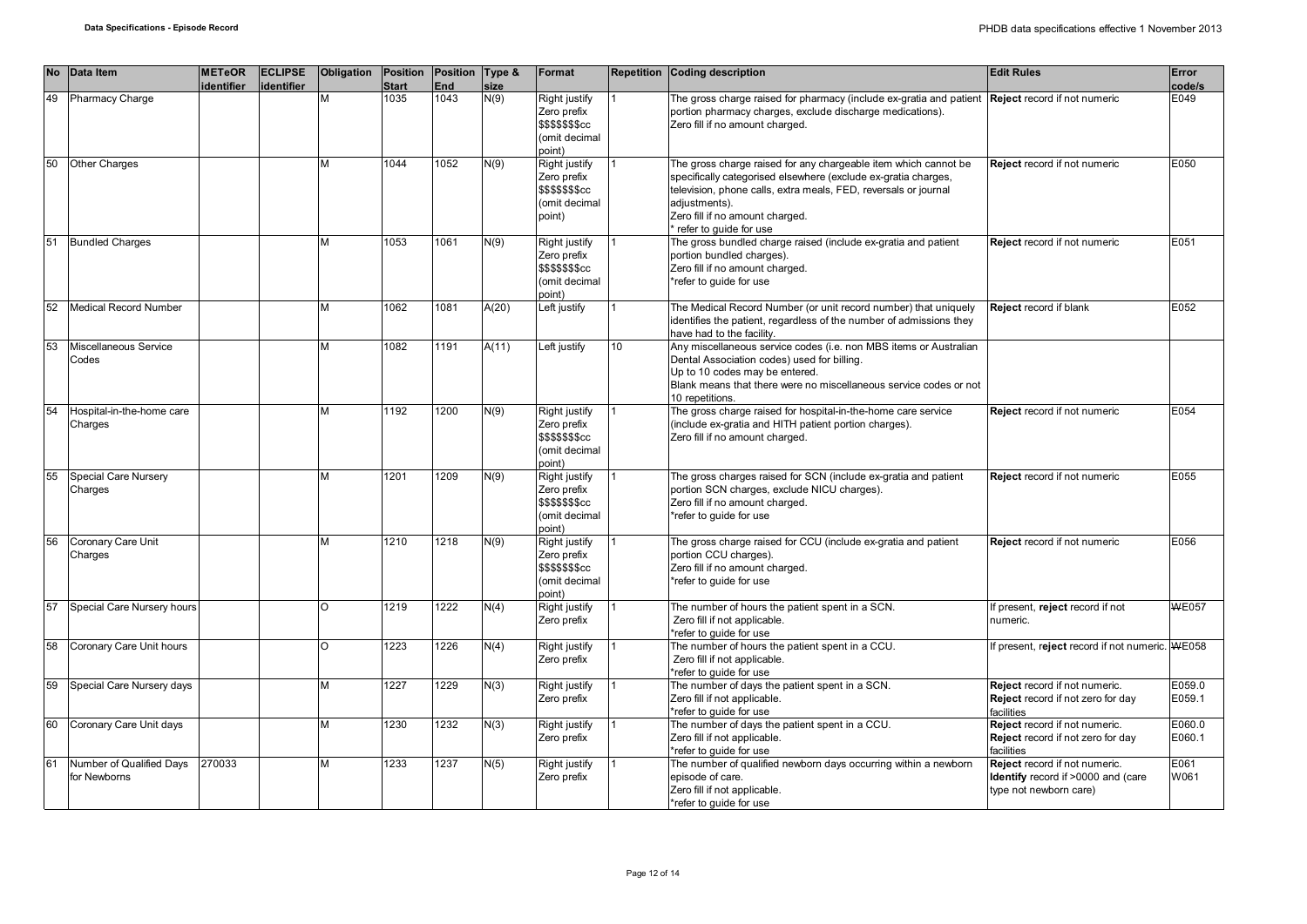| No | Data Item | METeOR identifier | ECLIPSE identifier | Obligation | Position Start | Position End | Type & size | Format | Repetition | Coding description | Edit Rules | Error code/s |
|---|---|---|---|---|---|---|---|---|---|---|---|---|
| 49 | Pharmacy Charge | | | M | 1035 | 1043 | N(9) | Right justify Zero prefix $$$$$$$cc (omit decimal point) | 1 | The gross charge raised for pharmacy (include ex-gratia and patient portion pharmacy charges, exclude discharge medications). Zero fill if no amount charged. | **Reject** record if not numeric | E049 |
| 50 | Other Charges | | | M | 1044 | 1052 | N(9) | Right justify Zero prefix $$$$$$$cc (omit decimal point) | 1 | The gross charge raised for any chargeable item which cannot be specifically categorised elsewhere (exclude ex-gratia charges, television, phone calls, extra meals, FED, reversals or journal adjustments). Zero fill if no amount charged. * refer to guide for use | **Reject** record if not numeric | E050 |
| 51 | Bundled Charges | | | M | 1053 | 1061 | N(9) | Right justify Zero prefix $$$$$$$cc (omit decimal point) | 1 | The gross bundled charge raised (include ex-gratia and patient portion bundled charges). Zero fill if no amount charged. *refer to guide for use | **Reject** record if not numeric | E051 |
| 52 | Medical Record Number | | | M | 1062 | 1081 | A(20) | Left justify | 1 | The Medical Record Number (or unit record number) that uniquely identifies the patient, regardless of the number of admissions they have had to the facility. | **Reject** record if blank | E052 |
| 53 | Miscellaneous Service Codes | | | M | 1082 | 1191 | A(11) | Left justify | 10 | Any miscellaneous service codes (i.e. non MBS items or Australian Dental Association codes) used for billing. Up to 10 codes may be entered. Blank means that there were no miscellaneous service codes or not 10 repetitions. | | |
| 54 | Hospital-in-the-home care Charges | | | M | 1192 | 1200 | N(9) | Right justify Zero prefix $$$$$$$cc (omit decimal point) | 1 | The gross charge raised for hospital-in-the-home care service (include ex-gratia and HITH patient portion charges). Zero fill if no amount charged. | **Reject** record if not numeric | E054 |
| 55 | Special Care Nursery Charges | | | M | 1201 | 1209 | N(9) | Right justify Zero prefix $$$$$$$cc (omit decimal point) | 1 | The gross charges raised for SCN (include ex-gratia and patient portion SCN charges, exclude NICU charges). Zero fill if no amount charged. *refer to guide for use | **Reject** record if not numeric | E055 |
| 56 | Coronary Care Unit Charges | | | M | 1210 | 1218 | N(9) | Right justify Zero prefix $$$$$$$cc (omit decimal point) | 1 | The gross charge raised for CCU (include ex-gratia and patient portion CCU charges). Zero fill if no amount charged. *refer to guide for use | **Reject** record if not numeric | E056 |
| 57 | Special Care Nursery hours | | | O | 1219 | 1222 | N(4) | Right justify Zero prefix | 1 | The number of hours the patient spent in a SCN. Zero fill if not applicable. *refer to guide for use | If present, **reject** record if not numeric. | ~~W~~E057 |
| 58 | Coronary Care Unit hours | | | O | 1223 | 1226 | N(4) | Right justify Zero prefix | 1 | The number of hours the patient spent in a CCU. Zero fill if not applicable. *refer to guide for use | If present, **reject** record if not numeric. | ~~W~~E058 |
| 59 | Special Care Nursery days | | | M | 1227 | 1229 | N(3) | Right justify Zero prefix | 1 | The number of days the patient spent in a SCN. Zero fill if not applicable. *refer to guide for use | **Reject** record if not numeric. **Reject** record if not zero for day facilities | E059.0 E059.1 |
| 60 | Coronary Care Unit days | | | M | 1230 | 1232 | N(3) | Right justify Zero prefix | 1 | The number of days the patient spent in a CCU. Zero fill if not applicable. *refer to guide for use | **Reject** record if not numeric. **Reject** record if not zero for day facilities | E060.0 E060.1 |
| 61 | Number of Qualified Days for Newborns | 270033 | | M | 1233 | 1237 | N(5) | Right justify Zero prefix | 1 | The number of qualified newborn days occurring within a newborn episode of care. Zero fill if not applicable. *refer to guide for use | **Reject** record if not numeric. **Identify** record if >0000 and (care type not newborn care) | E061 W061 |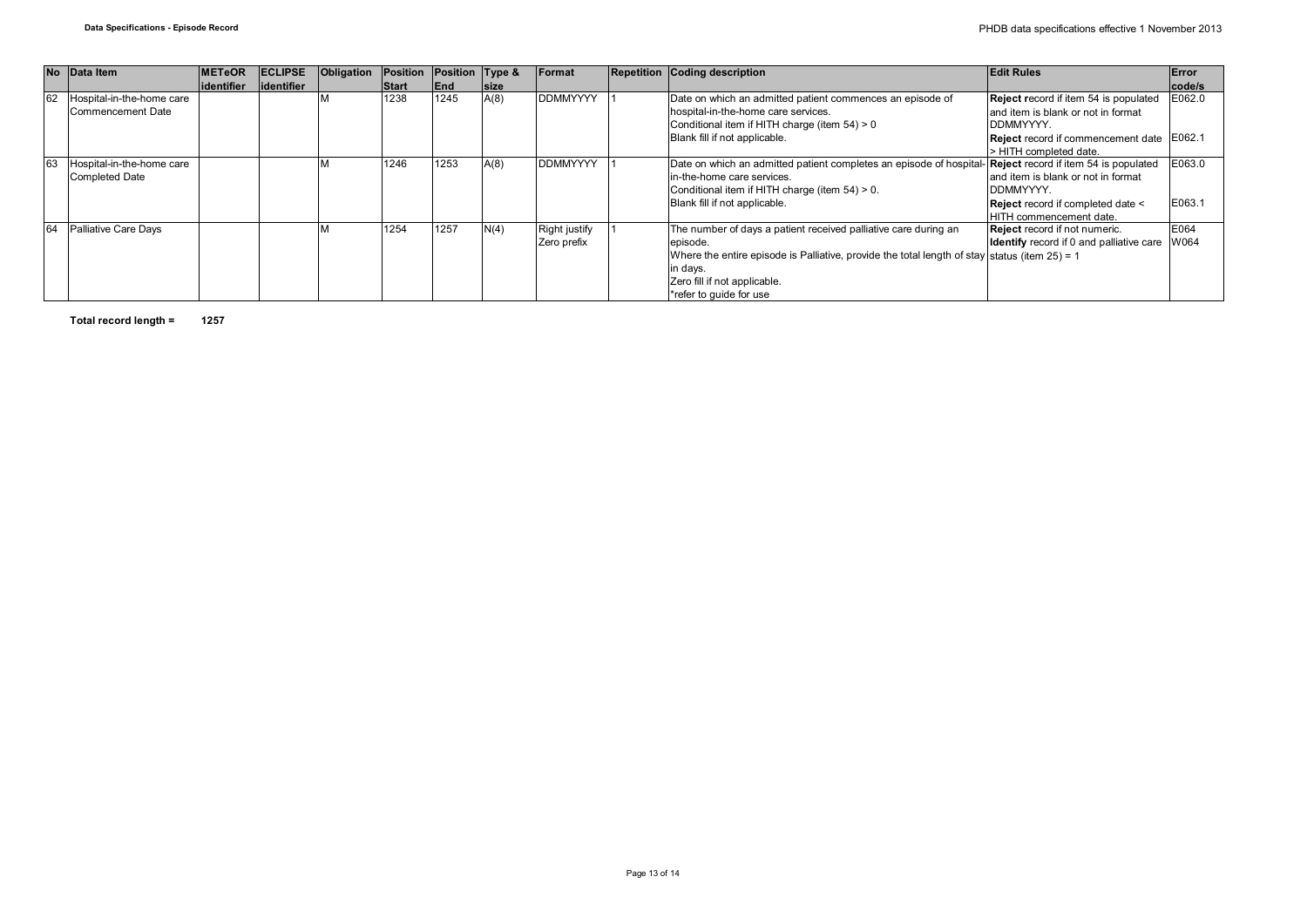| No | Data Item | METeOR identifier | ECLIPSE identifier | Obligation | Position Start | Position End | Type & size | Format | Repetition | Coding description | Edit Rules | Error code/s |
|---|---|---|---|---|---|---|---|---|---|---|---|---|
| 62 | Hospital-in-the-home care Commencement Date | | | M | 1238 | 1245 | A(8) | DDMMYYYY | 1 | Date on which an admitted patient commences an episode of hospital-in-the-home care services.<br>Conditional item if HITH charge (item 54) > 0<br>Blank fill if not applicable. | **Reject r**ecord if item 54 is populated and item is blank or not in format DDMMYYYY.<br>**Reject** record if commencement date > HITH completed date. | E062.0<br>E062.1 |
| 63 | Hospital-in-the-home care Completed Date | | | M | 1246 | 1253 | A(8) | DDMMYYYY | 1 | Date on which an admitted patient completes an episode of hospital-in-the-home care services.<br>Conditional item if HITH charge (item 54) > 0.<br>Blank fill if not applicable. | **Reject** record if item 54 is populated and item is blank or not in format DDMMYYYY.<br>**Reject** record if completed date < HITH commencement date. | E063.0<br>E063.1 |
| 64 | Palliative Care Days | | | M | 1254 | 1257 | N(4) | Right justify Zero prefix | 1 | The number of days a patient received palliative care during an episode.<br>Where the entire episode is Palliative, provide the total length of stay in days.<br>Zero fill if not applicable.<br>*refer to guide for use | **Reject** record if not numeric.<br>**Identify** record if 0 and palliative care status (item 25) = 1 | E064<br>W064 |

**Total record length = 1257**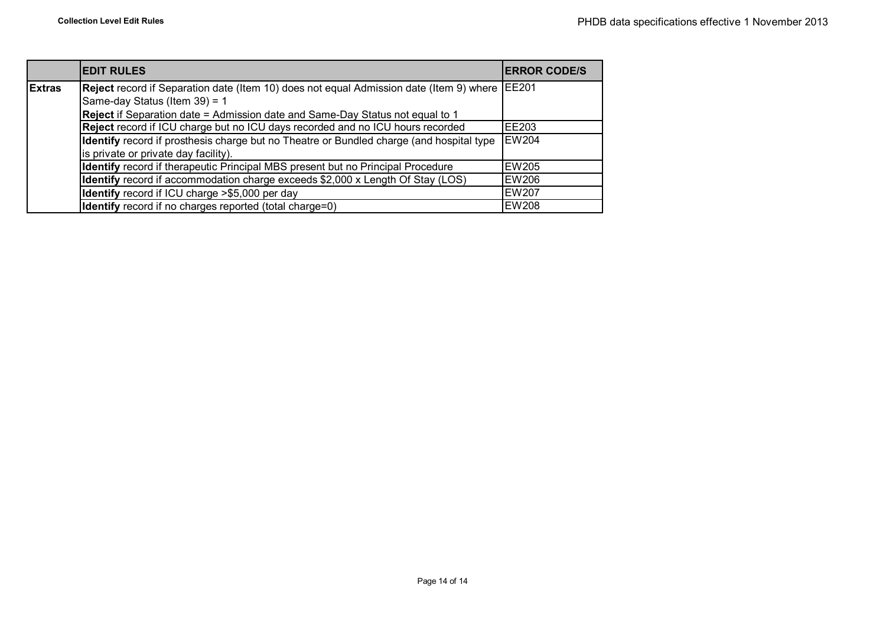| | EDIT RULES | ERROR CODE/S |
| --- | --- | --- |
| **Extras** | **Reject** record if Separation date (Item 10) does not equal Admission date (Item 9) where Same-day Status (Item 39) = 1<br>**Reject** if Separation date = Admission date and Same-Day Status not equal to 1 | EE201 |
| | **Reject** record if ICU charge but no ICU days recorded and no ICU hours recorded | EE203 |
| | **Identify** record if prosthesis charge but no Theatre or Bundled charge (and hospital type is private or private day facility). | EW204 |
| | **Identify** record if therapeutic Principal MBS present but no Principal Procedure | EW205 |
| | **Identify** record if accommodation charge exceeds $2,000 x Length Of Stay (LOS) | EW206 |
| | **Identify** record if ICU charge >$5,000 per day | EW207 |
| | **Identify** record if no charges reported (total charge=0) | EW208 |